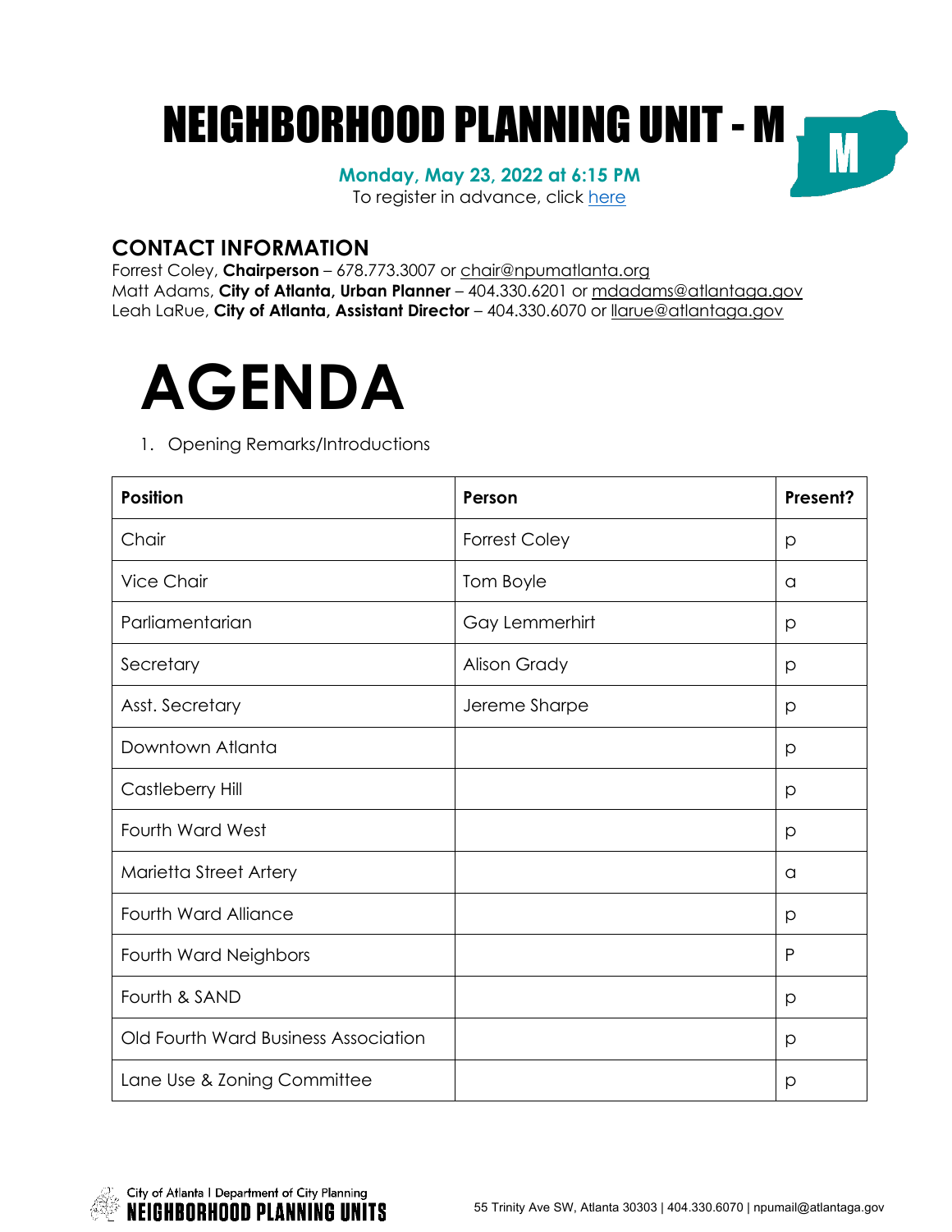# NEIGHBORHOOD PLANNING UNIT - M

**Monday, May 23, 2022 at 6:15 PM**

To register in advance, click here

## CONTACT INFORMATION

Forrest Coley, **Chairperson** – 678.773.3007 or chair@npumatlanta.org
Matt Adams, **City of Atlanta, Urban Planner** – 404.330.6201 or mdadams@atlantaga.gov
Leah LaRue, **City of Atlanta, Assistant Director** – 404.330.6070 or llarue@atlantaga.gov

# AGENDA

1. Opening Remarks/Introductions

| Position | Person | Present? |
|---|---|---|
| Chair | Forrest Coley | p |
| Vice Chair | Tom Boyle | a |
| Parliamentarian | Gay Lemmerhirt | p |
| Secretary | Alison Grady | p |
| Asst. Secretary | Jereme Sharpe | p |
| Downtown Atlanta | | p |
| Castleberry Hill | | p |
| Fourth Ward West | | p |
| Marietta Street Artery | | a |
| Fourth Ward Alliance | | p |
| Fourth Ward Neighbors | | P |
| Fourth & SAND | | p |
| Old Fourth Ward Business Association | | p |
| Lane Use & Zoning Committee | | p |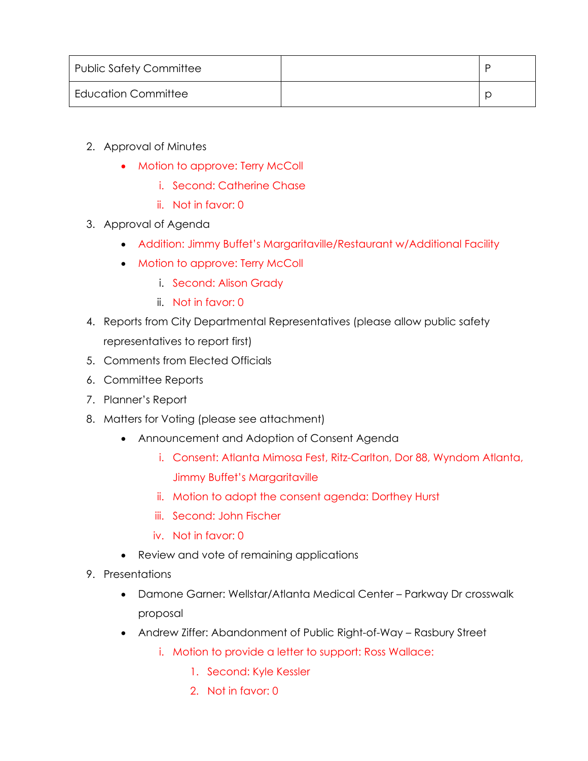| Public Safety Committee | | P |
|---|---|---|
| Education Committee | | p |

2. Approval of Minutes
   - Motion to approve: Terry McColl
     i. Second: Catherine Chase
     ii. Not in favor: 0
3. Approval of Agenda
   - Addition: Jimmy Buffet's Margaritaville/Restaurant w/Additional Facility
   - Motion to approve: Terry McColl
     i. Second: Alison Grady
     ii. Not in favor: 0
4. Reports from City Departmental Representatives (please allow public safety representatives to report first)
5. Comments from Elected Officials
6. Committee Reports
7. Planner's Report
8. Matters for Voting (please see attachment)
   - Announcement and Adoption of Consent Agenda
     i. Consent: Atlanta Mimosa Fest, Ritz-Carlton, Dor 88, Wyndom Atlanta, Jimmy Buffet's Margaritaville
     ii. Motion to adopt the consent agenda: Dorthey Hurst
     iii. Second: John Fischer
     iv. Not in favor: 0
   - Review and vote of remaining applications
9. Presentations
   - Damone Garner: Wellstar/Atlanta Medical Center – Parkway Dr crosswalk proposal
   - Andrew Ziffer: Abandonment of Public Right-of-Way – Rasbury Street
     i. Motion to provide a letter to support: Ross Wallace:
        1. Second: Kyle Kessler
        2. Not in favor: 0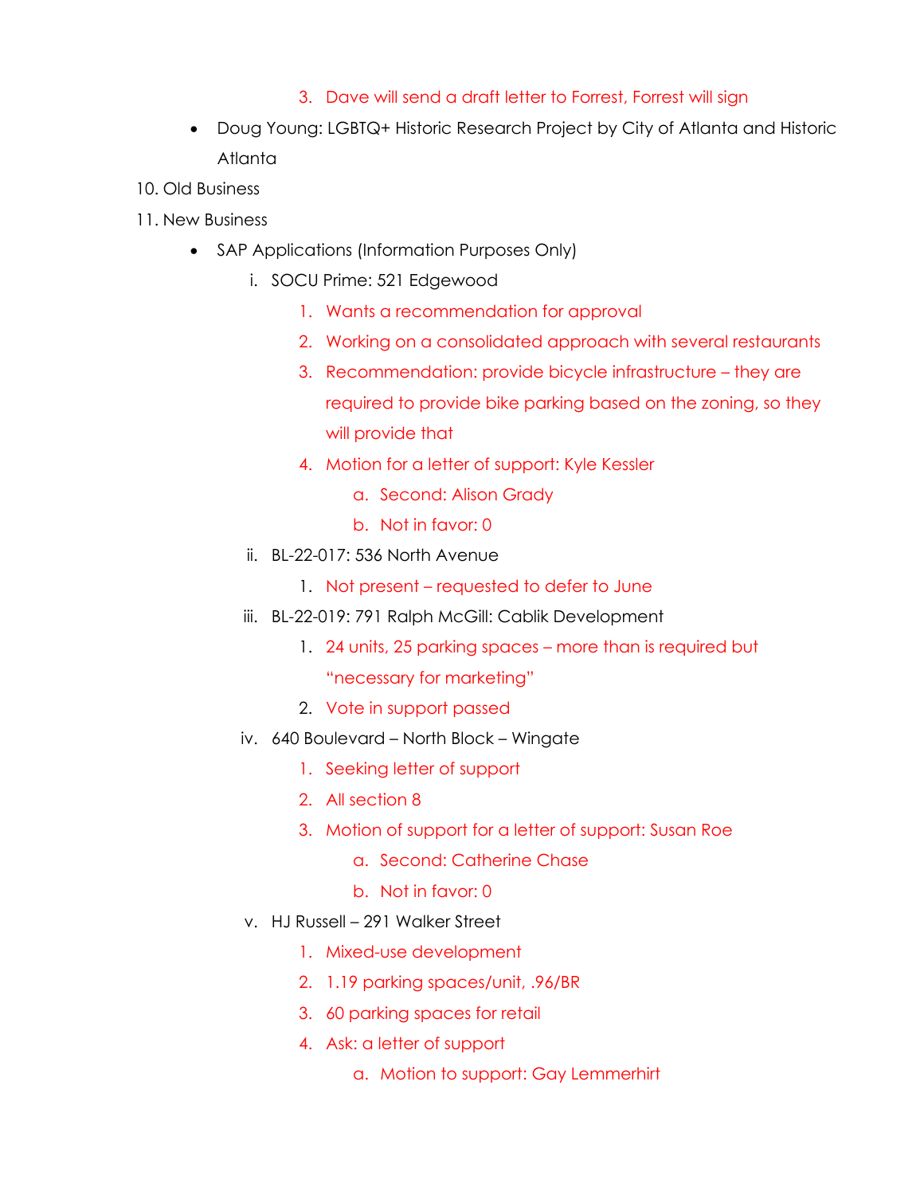3. Dave will send a draft letter to Forrest, Forrest will sign

- Doug Young: LGBTQ+ Historic Research Project by City of Atlanta and Historic Atlanta

10. Old Business
11. New Business
    - SAP Applications (Information Purposes Only)
        i. SOCU Prime: 521 Edgewood
            1. Wants a recommendation for approval
            2. Working on a consolidated approach with several restaurants
            3. Recommendation: provide bicycle infrastructure – they are required to provide bike parking based on the zoning, so they will provide that
            4. Motion for a letter of support: Kyle Kessler
                a. Second: Alison Grady
                b. Not in favor: 0
        ii. BL-22-017: 536 North Avenue
            1. Not present – requested to defer to June
        iii. BL-22-019: 791 Ralph McGill: Cablik Development
            1. 24 units, 25 parking spaces – more than is required but "necessary for marketing"
            2. Vote in support passed
        iv. 640 Boulevard – North Block – Wingate
            1. Seeking letter of support
            2. All section 8
            3. Motion of support for a letter of support: Susan Roe
                a. Second: Catherine Chase
                b. Not in favor: 0
        v. HJ Russell – 291 Walker Street
            1. Mixed-use development
            2. 1.19 parking spaces/unit, .96/BR
            3. 60 parking spaces for retail
            4. Ask: a letter of support
                a. Motion to support: Gay Lemmerhirt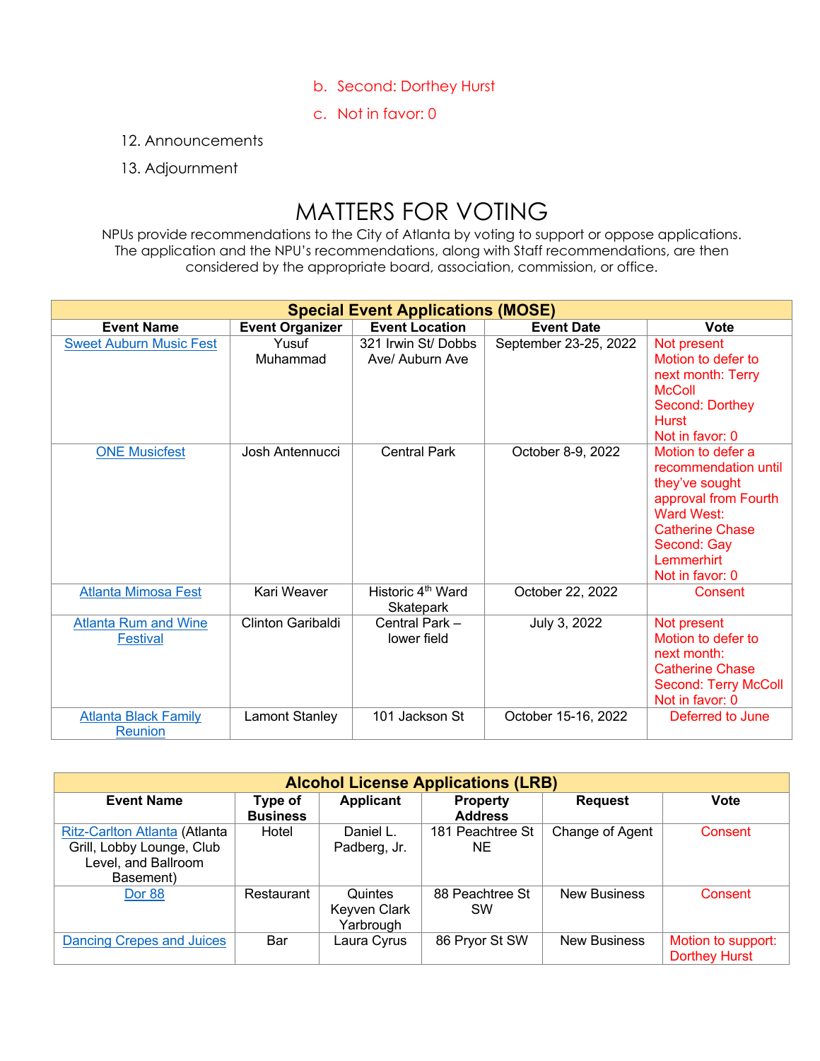b. Second: Dorthey Hurst

   c. Not in favor: 0

12. Announcements
13. Adjournment

# MATTERS FOR VOTING

NPUs provide recommendations to the City of Atlanta by voting to support or oppose applications. The application and the NPU's recommendations, along with Staff recommendations, are then considered by the appropriate board, association, commission, or office.

| Special Event Applications (MOSE) | | | | |
|---|---|---|---|---|
| **Event Name** | **Event Organizer** | **Event Location** | **Event Date** | **Vote** |
| Sweet Auburn Music Fest | Yusuf Muhammad | 321 Irwin St/ Dobbs Ave/ Auburn Ave | September 23-25, 2022 | Not present<br>Motion to defer to next month: Terry McColl<br>Second: Dorthey Hurst<br>Not in favor: 0 |
| ONE Musicfest | Josh Antennucci | Central Park | October 8-9, 2022 | Motion to defer a recommendation until they've sought approval from Fourth Ward West: Catherine Chase<br>Second: Gay Lemmerhirt<br>Not in favor: 0 |
| Atlanta Mimosa Fest | Kari Weaver | Historic 4th Ward Skatepark | October 22, 2022 | Consent |
| Atlanta Rum and Wine Festival | Clinton Garibaldi | Central Park – lower field | July 3, 2022 | Not present<br>Motion to defer to next month: Catherine Chase<br>Second: Terry McColl<br>Not in favor: 0 |
| Atlanta Black Family Reunion | Lamont Stanley | 101 Jackson St | October 15-16, 2022 | Deferred to June |

| Alcohol License Applications (LRB) | | | | | |
|---|---|---|---|---|---|
| **Event Name** | **Type of Business** | **Applicant** | **Property Address** | **Request** | **Vote** |
| Ritz-Carlton Atlanta (Atlanta Grill, Lobby Lounge, Club Level, and Ballroom Basement) | Hotel | Daniel L. Padberg, Jr. | 181 Peachtree St NE | Change of Agent | Consent |
| Dor 88 | Restaurant | Quintes Keyven Clark Yarbrough | 88 Peachtree St SW | New Business | Consent |
| Dancing Crepes and Juices | Bar | Laura Cyrus | 86 Pryor St SW | New Business | Motion to support: Dorthey Hurst |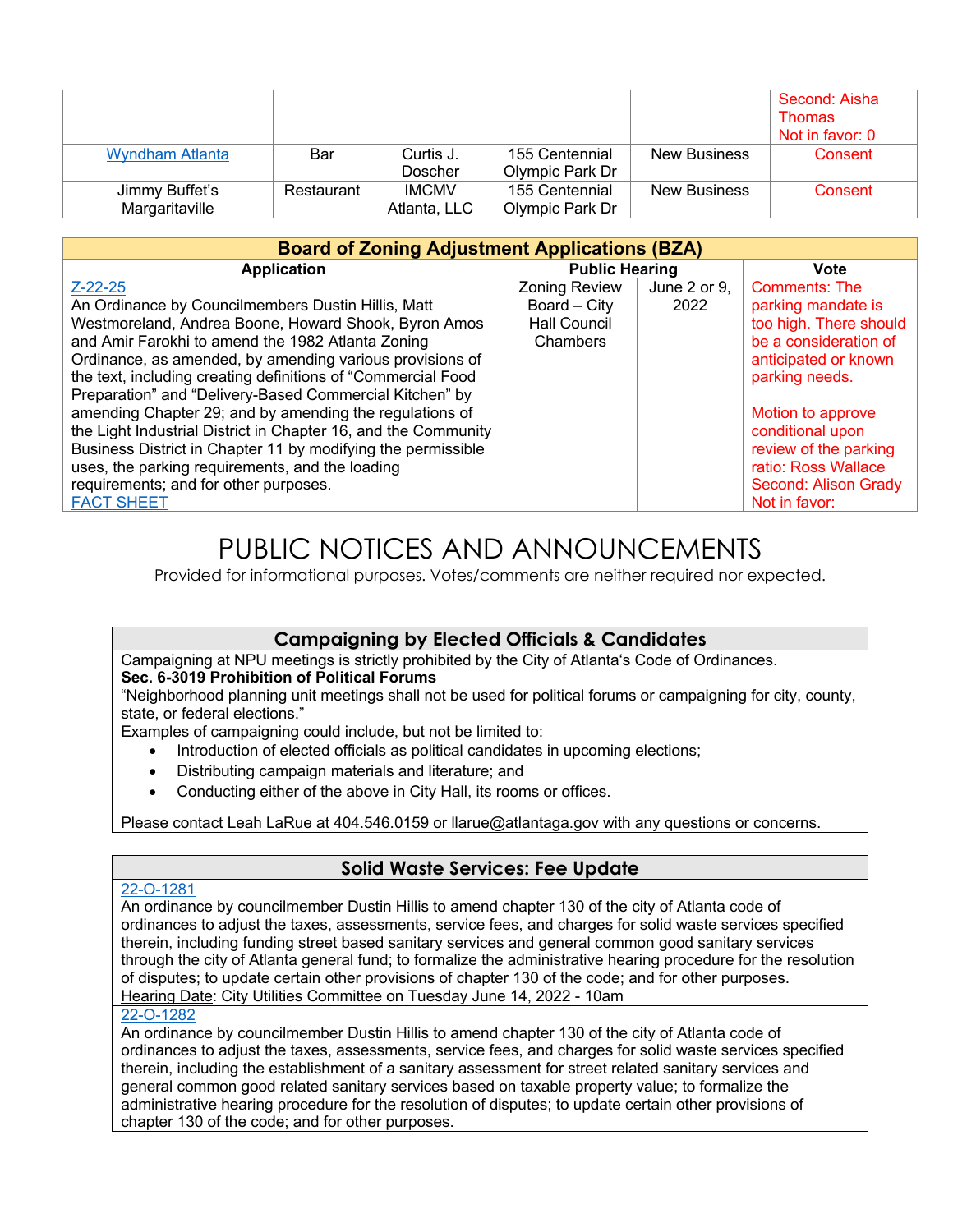| | | | | | Second: Aisha Thomas<br>Not in favor: 0 |
|---|---|---|---|---|---|
| Wyndham Atlanta | Bar | Curtis J. Doscher | 155 Centennial Olympic Park Dr | New Business | Consent |
| Jimmy Buffet's Margaritaville | Restaurant | IMCMV Atlanta, LLC | 155 Centennial Olympic Park Dr | New Business | Consent |

| Board of Zoning Adjustment Applications (BZA) | | | |
|---|---|---|---|
| **Application** | **Public Hearing** | | **Vote** |
| Z-22-25<br>An Ordinance by Councilmembers Dustin Hillis, Matt Westmoreland, Andrea Boone, Howard Shook, Byron Amos and Amir Farokhi to amend the 1982 Atlanta Zoning Ordinance, as amended, by amending various provisions of the text, including creating definitions of "Commercial Food Preparation" and "Delivery-Based Commercial Kitchen" by amending Chapter 29; and by amending the regulations of the Light Industrial District in Chapter 16, and the Community Business District in Chapter 11 by modifying the permissible uses, the parking requirements, and the loading requirements; and for other purposes.<br>FACT SHEET | Zoning Review Board – City Hall Council Chambers | June 2 or 9, 2022 | Comments: The parking mandate is too high. There should be a consideration of anticipated or known parking needs.<br><br>Motion to approve conditional upon review of the parking ratio: Ross Wallace<br>Second: Alison Grady<br>Not in favor: |

# PUBLIC NOTICES AND ANNOUNCEMENTS

Provided for informational purposes. Votes/comments are neither required nor expected.

## Campaigning by Elected Officials & Candidates

Campaigning at NPU meetings is strictly prohibited by the City of Atlanta's Code of Ordinances.

**Sec. 6-3019 Prohibition of Political Forums**

"Neighborhood planning unit meetings shall not be used for political forums or campaigning for city, county, state, or federal elections."

Examples of campaigning could include, but not be limited to:

- Introduction of elected officials as political candidates in upcoming elections;
- Distributing campaign materials and literature; and
- Conducting either of the above in City Hall, its rooms or offices.

Please contact Leah LaRue at 404.546.0159 or llarue@atlantaga.gov with any questions or concerns.

## Solid Waste Services: Fee Update

22-O-1281

An ordinance by councilmember Dustin Hillis to amend chapter 130 of the city of Atlanta code of ordinances to adjust the taxes, assessments, service fees, and charges for solid waste services specified therein, including funding street based sanitary services and general common good sanitary services through the city of Atlanta general fund; to formalize the administrative hearing procedure for the resolution of disputes; to update certain other provisions of chapter 130 of the code; and for other purposes.

Hearing Date: City Utilities Committee on Tuesday June 14, 2022 - 10am

22-O-1282

An ordinance by councilmember Dustin Hillis to amend chapter 130 of the city of Atlanta code of ordinances to adjust the taxes, assessments, service fees, and charges for solid waste services specified therein, including the establishment of a sanitary assessment for street related sanitary services and general common good related sanitary services based on taxable property value; to formalize the administrative hearing procedure for the resolution of disputes; to update certain other provisions of chapter 130 of the code; and for other purposes.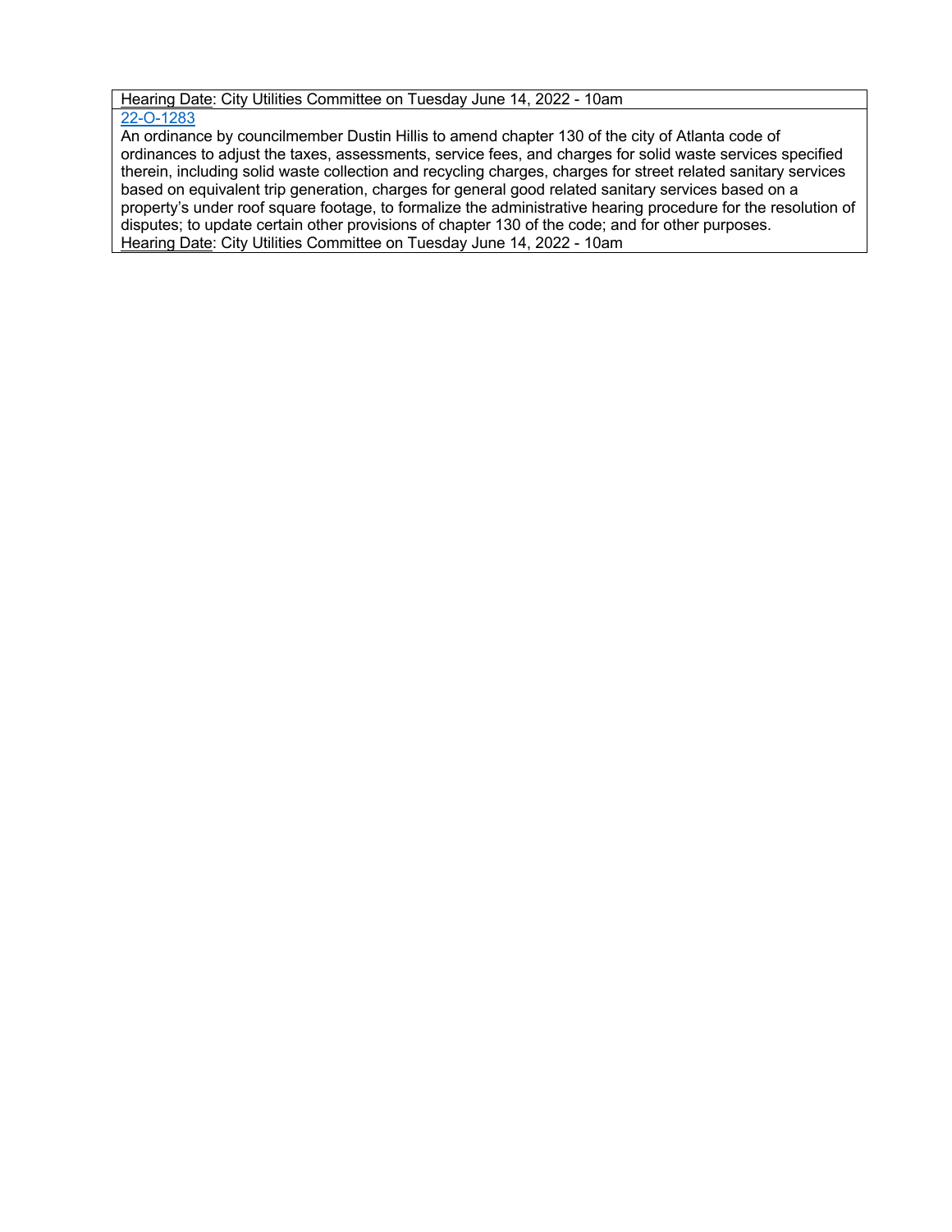Hearing Date: City Utilities Committee on Tuesday June 14, 2022 - 10am

22-O-1283

An ordinance by councilmember Dustin Hillis to amend chapter 130 of the city of Atlanta code of ordinances to adjust the taxes, assessments, service fees, and charges for solid waste services specified therein, including solid waste collection and recycling charges, charges for street related sanitary services based on equivalent trip generation, charges for general good related sanitary services based on a property's under roof square footage, to formalize the administrative hearing procedure for the resolution of disputes; to update certain other provisions of chapter 130 of the code; and for other purposes.

Hearing Date: City Utilities Committee on Tuesday June 14, 2022 - 10am